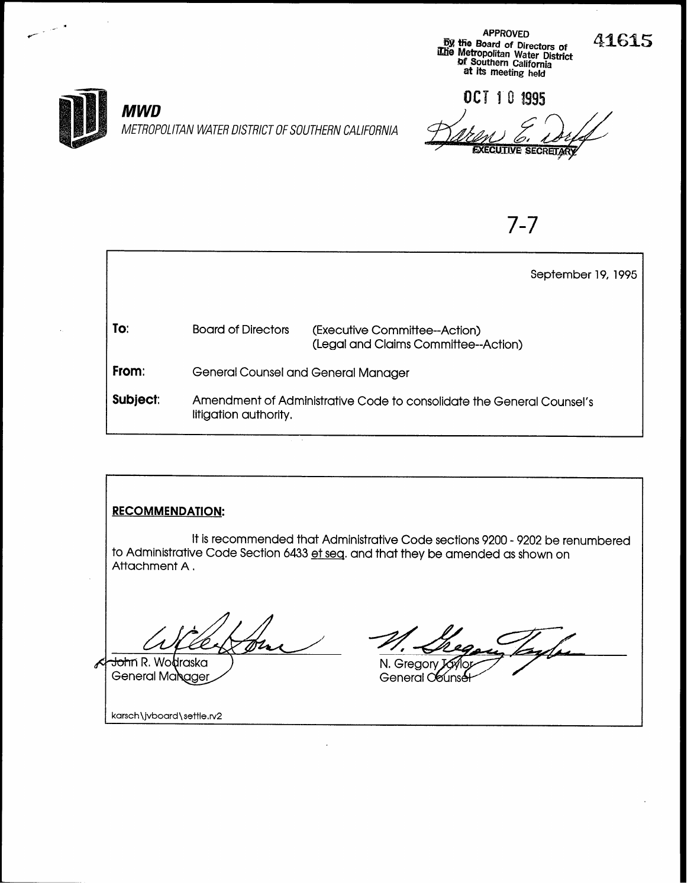APPROVED
By the Board of Directors of
The Metropolitan Water District
of Southern California
at its meeting held

OCT 10 1995

Karen E. Duff
EXECUTIVE SECRETARY

41615

**MWD**

*METROPOLITAN WATER DISTRICT OF SOUTHERN CALIFORNIA*

7-7

September 19, 1995

| | | |
|---|---|---|
| **To:** | Board of Directors | (Executive Committee--Action) (Legal and Claims Committee--Action) |
| **From:** | General Counsel and General Manager | |
| **Subject:** | Amendment of Administrative Code to consolidate the General Counsel's litigation authority. | |

**RECOMMENDATION:**

It is recommended that Administrative Code sections 9200 - 9202 be renumbered to Administrative Code Section 6433 et seq. and that they be amended as shown on Attachment A .

John R. Wodraska
General Manager

N. Gregory Taylor
General Counsel

karsch\jvboard\settle.rv2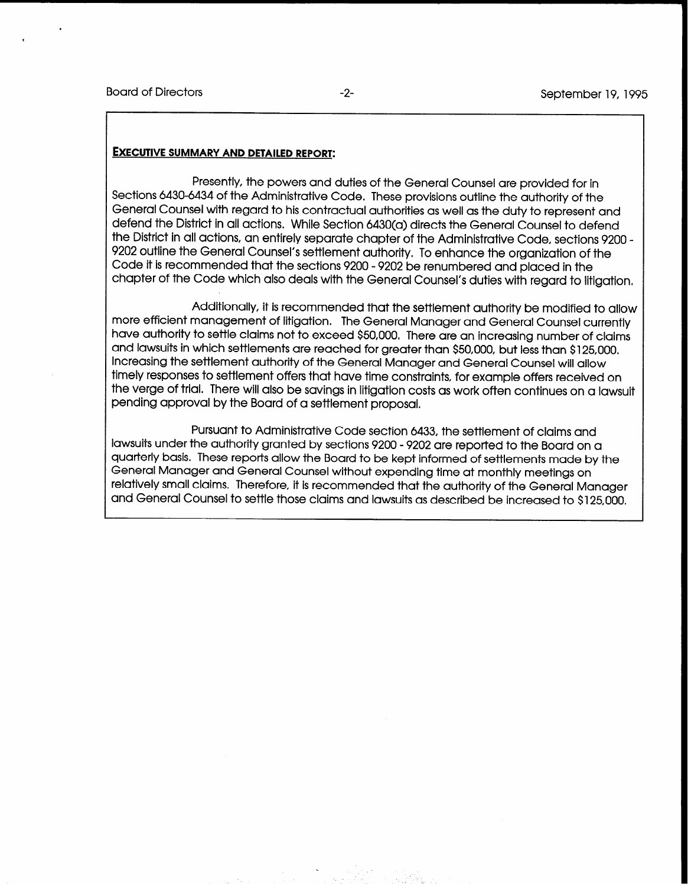## EXECUTIVE SUMMARY AND DETAILED REPORT:

Presently, the powers and duties of the General Counsel are provided for in Sections 6430-6434 of the Administrative Code. These provisions outline the authority of the General Counsel with regard to his contractual authorities as well as the duty to represent and defend the District in all actions. While Section 6430(a) directs the General Counsel to defend the District in all actions, an entirely separate chapter of the Administrative Code, sections 9200 - 9202 outline the General Counsel's settlement authority. To enhance the organization of the Code it is recommended that the sections 9200 - 9202 be renumbered and placed in the chapter of the Code which also deals with the General Counsel's duties with regard to litigation.

Additionally, it is recommended that the settlement authority be modified to allow more efficient management of litigation. The General Manager and General Counsel currently have authority to settle claims not to exceed \$50,000. There are an increasing number of claims and lawsuits in which settlements are reached for greater than \$50,000, but less than \$125,000. Increasing the settlement authority of the General Manager and General Counsel will allow timely responses to settlement offers that have time constraints, for example offers received on the verge of trial. There will also be savings in litigation costs as work often continues on a lawsuit pending approval by the Board of a settlement proposal.

Pursuant to Administrative Code section 6433, the settlement of claims and lawsuits under the authority granted by sections 9200 - 9202 are reported to the Board on a quarterly basis. These reports allow the Board to be kept informed of settlements made by the General Manager and General Counsel without expending time at monthly meetings on relatively small claims. Therefore, it is recommended that the authority of the General Manager and General Counsel to settle those claims and lawsuits as described be increased to \$125,000.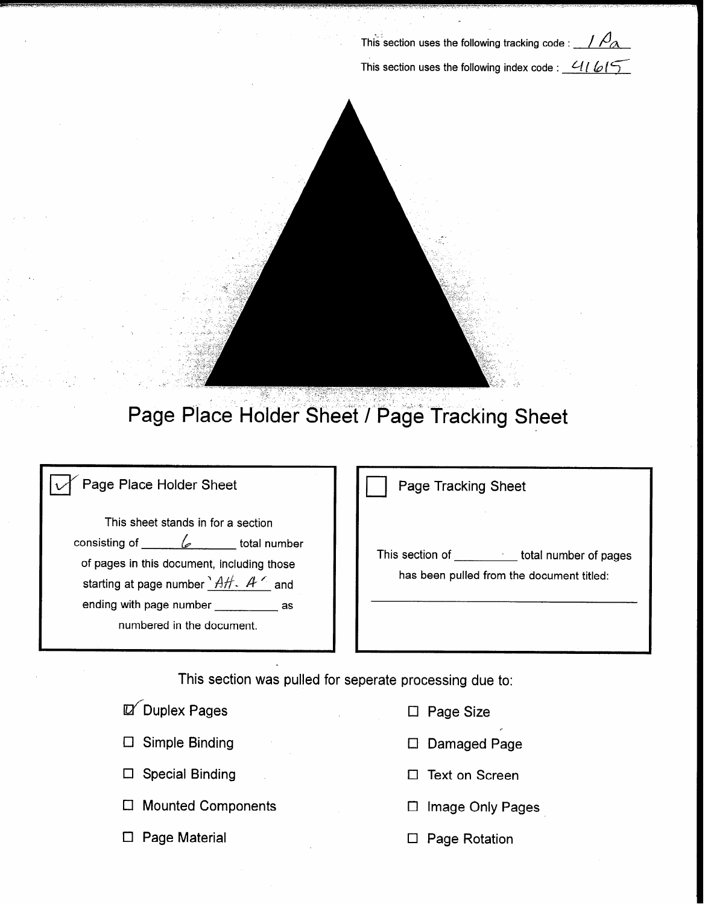This section uses the following tracking code : 1Pa

This section uses the following index code : 41615

# Page Place Holder Sheet / Page Tracking Sheet

☑ **Page Place Holder Sheet**

This sheet stands in for a section consisting of 6 total number of pages in this document, including those starting at page number 'AH. A' and ending with page number ______ as numbered in the document.

☐ **Page Tracking Sheet**

This section of ______ total number of pages has been pulled from the document titled:

______________________________

This section was pulled for seperate processing due to:

- ☑ Duplex Pages
- ☐ Simple Binding
- ☐ Special Binding
- ☐ Mounted Components
- ☐ Page Material
- ☐ Page Size
- ☐ Damaged Page
- ☐ Text on Screen
- ☐ Image Only Pages
- ☐ Page Rotation